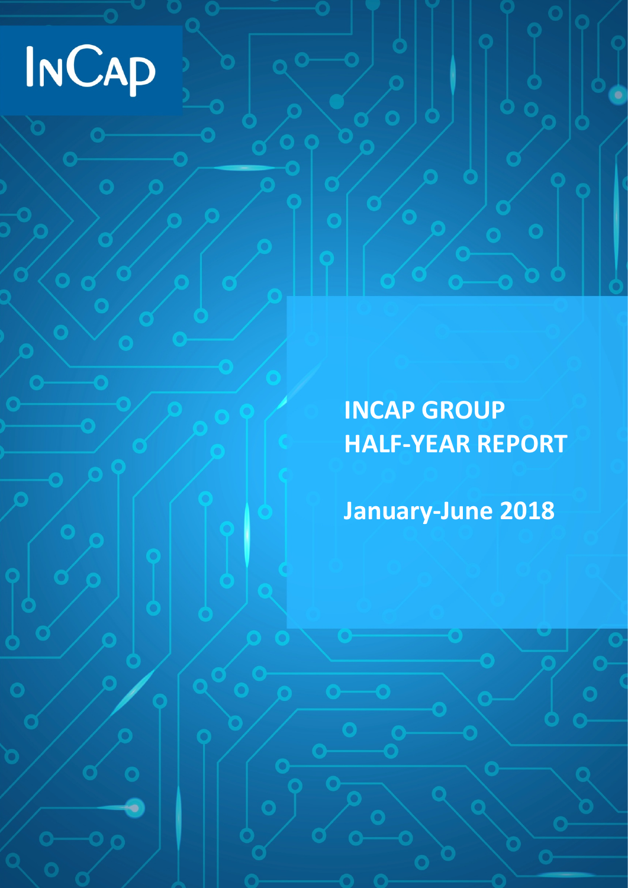InCap

# INCAP GROUP HALF-YEAR REPORT

## January-June 2018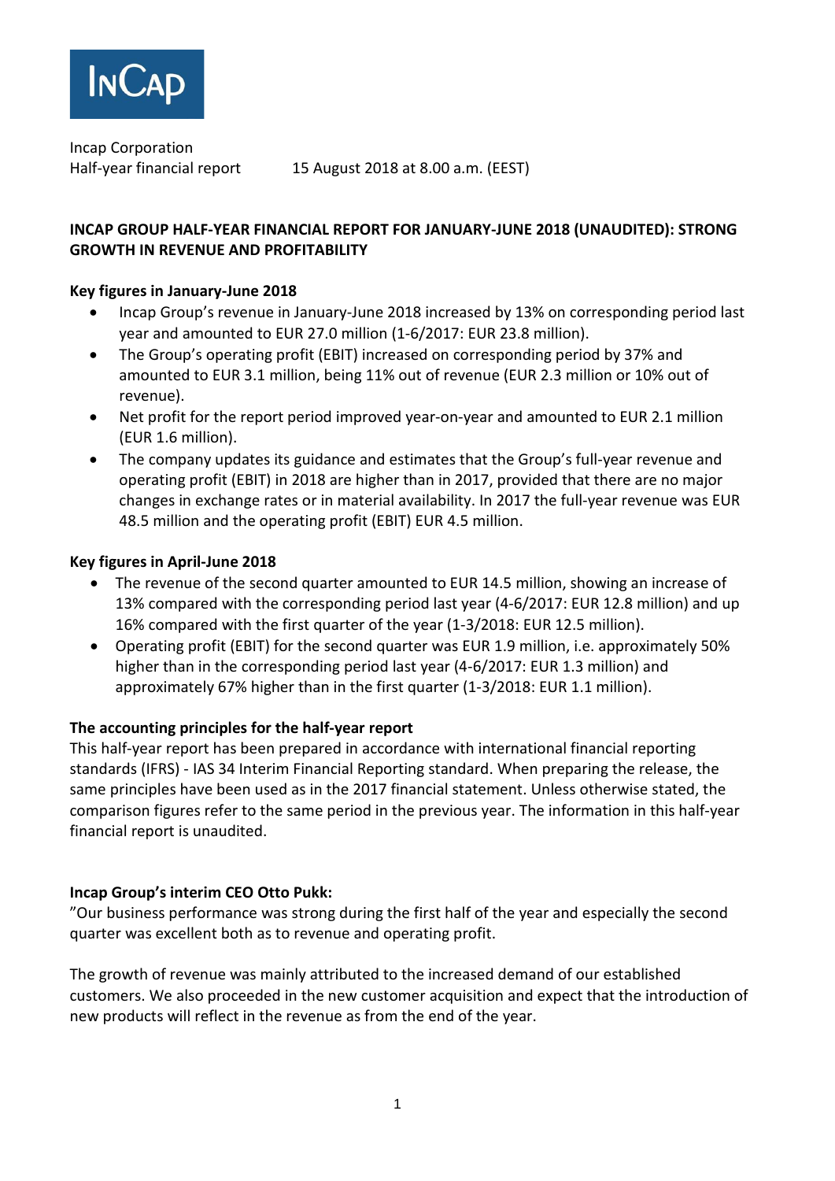Incap Corporation
Half-year financial report 15 August 2018 at 8.00 a.m. (EEST)

**INCAP GROUP HALF-YEAR FINANCIAL REPORT FOR JANUARY-JUNE 2018 (UNAUDITED): STRONG GROWTH IN REVENUE AND PROFITABILITY**

**Key figures in January-June 2018**

- Incap Group's revenue in January-June 2018 increased by 13% on corresponding period last year and amounted to EUR 27.0 million (1-6/2017: EUR 23.8 million).
- The Group's operating profit (EBIT) increased on corresponding period by 37% and amounted to EUR 3.1 million, being 11% out of revenue (EUR 2.3 million or 10% out of revenue).
- Net profit for the report period improved year-on-year and amounted to EUR 2.1 million (EUR 1.6 million).
- The company updates its guidance and estimates that the Group's full-year revenue and operating profit (EBIT) in 2018 are higher than in 2017, provided that there are no major changes in exchange rates or in material availability. In 2017 the full-year revenue was EUR 48.5 million and the operating profit (EBIT) EUR 4.5 million.

**Key figures in April-June 2018**

- The revenue of the second quarter amounted to EUR 14.5 million, showing an increase of 13% compared with the corresponding period last year (4-6/2017: EUR 12.8 million) and up 16% compared with the first quarter of the year (1-3/2018: EUR 12.5 million).
- Operating profit (EBIT) for the second quarter was EUR 1.9 million, i.e. approximately 50% higher than in the corresponding period last year (4-6/2017: EUR 1.3 million) and approximately 67% higher than in the first quarter (1-3/2018: EUR 1.1 million).

**The accounting principles for the half-year report**

This half-year report has been prepared in accordance with international financial reporting standards (IFRS) - IAS 34 Interim Financial Reporting standard. When preparing the release, the same principles have been used as in the 2017 financial statement. Unless otherwise stated, the comparison figures refer to the same period in the previous year. The information in this half-year financial report is unaudited.

**Incap Group's interim CEO Otto Pukk:**

"Our business performance was strong during the first half of the year and especially the second quarter was excellent both as to revenue and operating profit.

The growth of revenue was mainly attributed to the increased demand of our established customers. We also proceeded in the new customer acquisition and expect that the introduction of new products will reflect in the revenue as from the end of the year.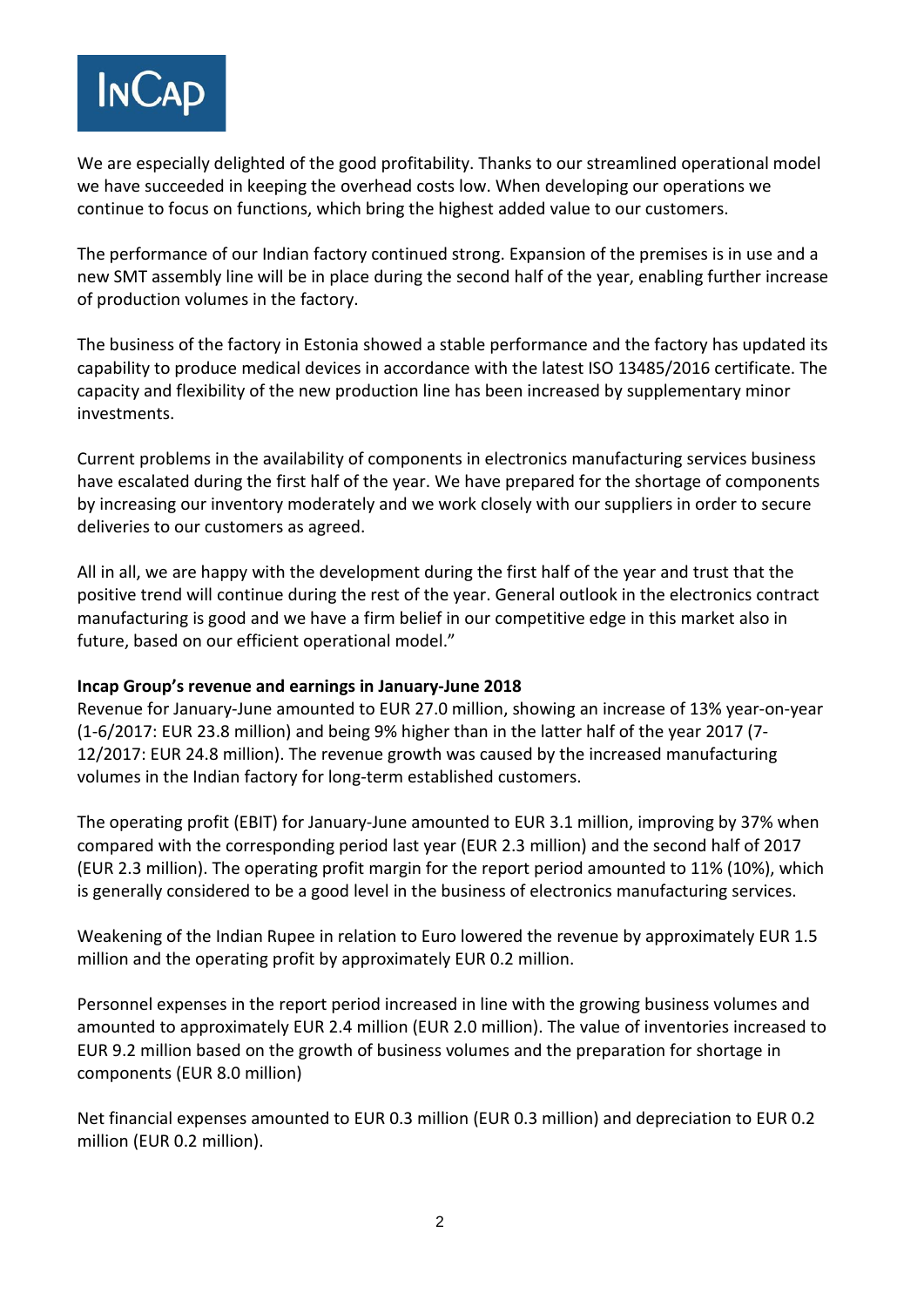We are especially delighted of the good profitability. Thanks to our streamlined operational model we have succeeded in keeping the overhead costs low. When developing our operations we continue to focus on functions, which bring the highest added value to our customers.

The performance of our Indian factory continued strong. Expansion of the premises is in use and a new SMT assembly line will be in place during the second half of the year, enabling further increase of production volumes in the factory.

The business of the factory in Estonia showed a stable performance and the factory has updated its capability to produce medical devices in accordance with the latest ISO 13485/2016 certificate. The capacity and flexibility of the new production line has been increased by supplementary minor investments.

Current problems in the availability of components in electronics manufacturing services business have escalated during the first half of the year. We have prepared for the shortage of components by increasing our inventory moderately and we work closely with our suppliers in order to secure deliveries to our customers as agreed.

All in all, we are happy with the development during the first half of the year and trust that the positive trend will continue during the rest of the year. General outlook in the electronics contract manufacturing is good and we have a firm belief in our competitive edge in this market also in future, based on our efficient operational model."

**Incap Group's revenue and earnings in January-June 2018**

Revenue for January-June amounted to EUR 27.0 million, showing an increase of 13% year-on-year (1-6/2017: EUR 23.8 million) and being 9% higher than in the latter half of the year 2017 (7-12/2017: EUR 24.8 million). The revenue growth was caused by the increased manufacturing volumes in the Indian factory for long-term established customers.

The operating profit (EBIT) for January-June amounted to EUR 3.1 million, improving by 37% when compared with the corresponding period last year (EUR 2.3 million) and the second half of 2017 (EUR 2.3 million). The operating profit margin for the report period amounted to 11% (10%), which is generally considered to be a good level in the business of electronics manufacturing services.

Weakening of the Indian Rupee in relation to Euro lowered the revenue by approximately EUR 1.5 million and the operating profit by approximately EUR 0.2 million.

Personnel expenses in the report period increased in line with the growing business volumes and amounted to approximately EUR 2.4 million (EUR 2.0 million). The value of inventories increased to EUR 9.2 million based on the growth of business volumes and the preparation for shortage in components (EUR 8.0 million)

Net financial expenses amounted to EUR 0.3 million (EUR 0.3 million) and depreciation to EUR 0.2 million (EUR 0.2 million).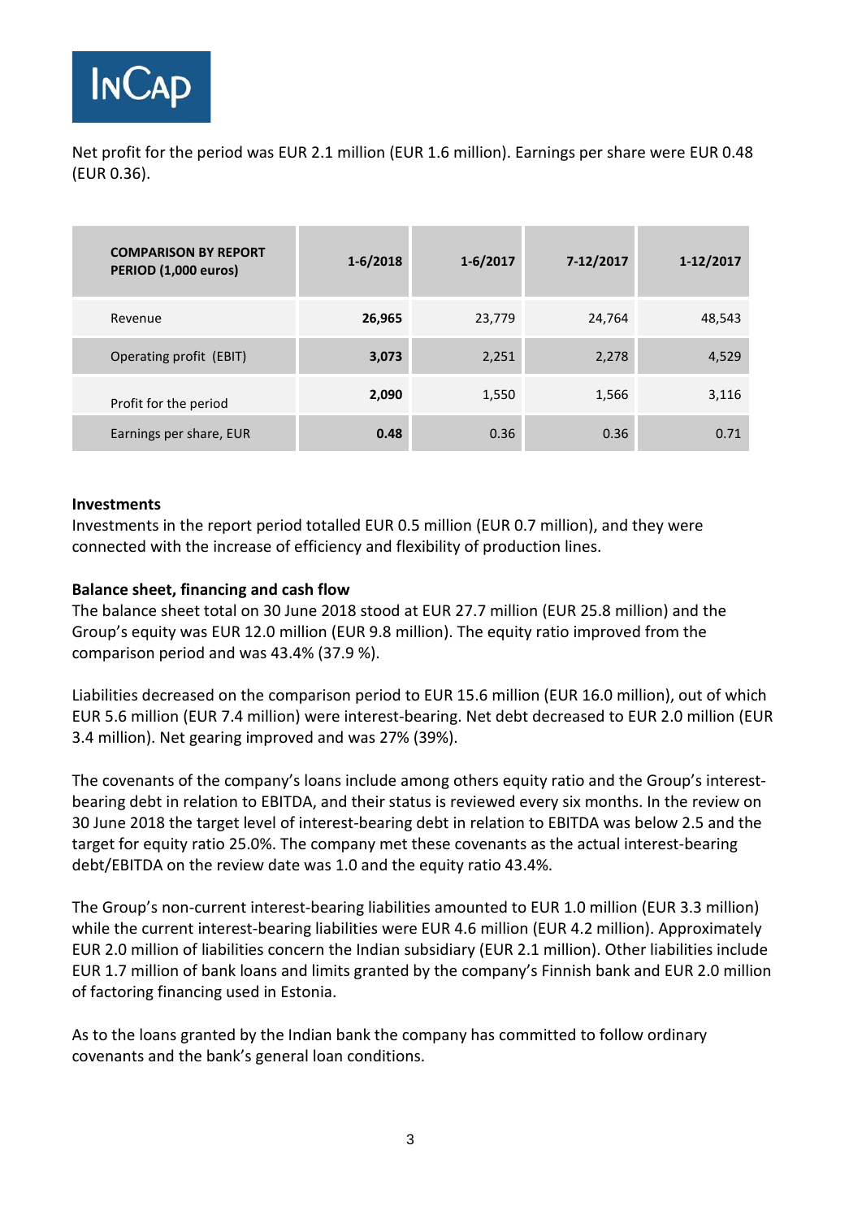Net profit for the period was EUR 2.1 million (EUR 1.6 million). Earnings per share were EUR 0.48 (EUR 0.36).

| **COMPARISON BY REPORT PERIOD (1,000 euros)** | **1-6/2018** | **1-6/2017** | **7-12/2017** | **1-12/2017** |
|---|---|---|---|---|
| Revenue | **26,965** | 23,779 | 24,764 | 48,543 |
| Operating profit (EBIT) | **3,073** | 2,251 | 2,278 | 4,529 |
| Profit for the period | **2,090** | 1,550 | 1,566 | 3,116 |
| Earnings per share, EUR | **0.48** | 0.36 | 0.36 | 0.71 |

**Investments**

Investments in the report period totalled EUR 0.5 million (EUR 0.7 million), and they were connected with the increase of efficiency and flexibility of production lines.

**Balance sheet, financing and cash flow**

The balance sheet total on 30 June 2018 stood at EUR 27.7 million (EUR 25.8 million) and the Group's equity was EUR 12.0 million (EUR 9.8 million). The equity ratio improved from the comparison period and was 43.4% (37.9 %).

Liabilities decreased on the comparison period to EUR 15.6 million (EUR 16.0 million), out of which EUR 5.6 million (EUR 7.4 million) were interest-bearing. Net debt decreased to EUR 2.0 million (EUR 3.4 million). Net gearing improved and was 27% (39%).

The covenants of the company's loans include among others equity ratio and the Group's interest-bearing debt in relation to EBITDA, and their status is reviewed every six months. In the review on 30 June 2018 the target level of interest-bearing debt in relation to EBITDA was below 2.5 and the target for equity ratio 25.0%. The company met these covenants as the actual interest-bearing debt/EBITDA on the review date was 1.0 and the equity ratio 43.4%.

The Group's non-current interest-bearing liabilities amounted to EUR 1.0 million (EUR 3.3 million) while the current interest-bearing liabilities were EUR 4.6 million (EUR 4.2 million). Approximately EUR 2.0 million of liabilities concern the Indian subsidiary (EUR 2.1 million). Other liabilities include EUR 1.7 million of bank loans and limits granted by the company's Finnish bank and EUR 2.0 million of factoring financing used in Estonia.

As to the loans granted by the Indian bank the company has committed to follow ordinary covenants and the bank's general loan conditions.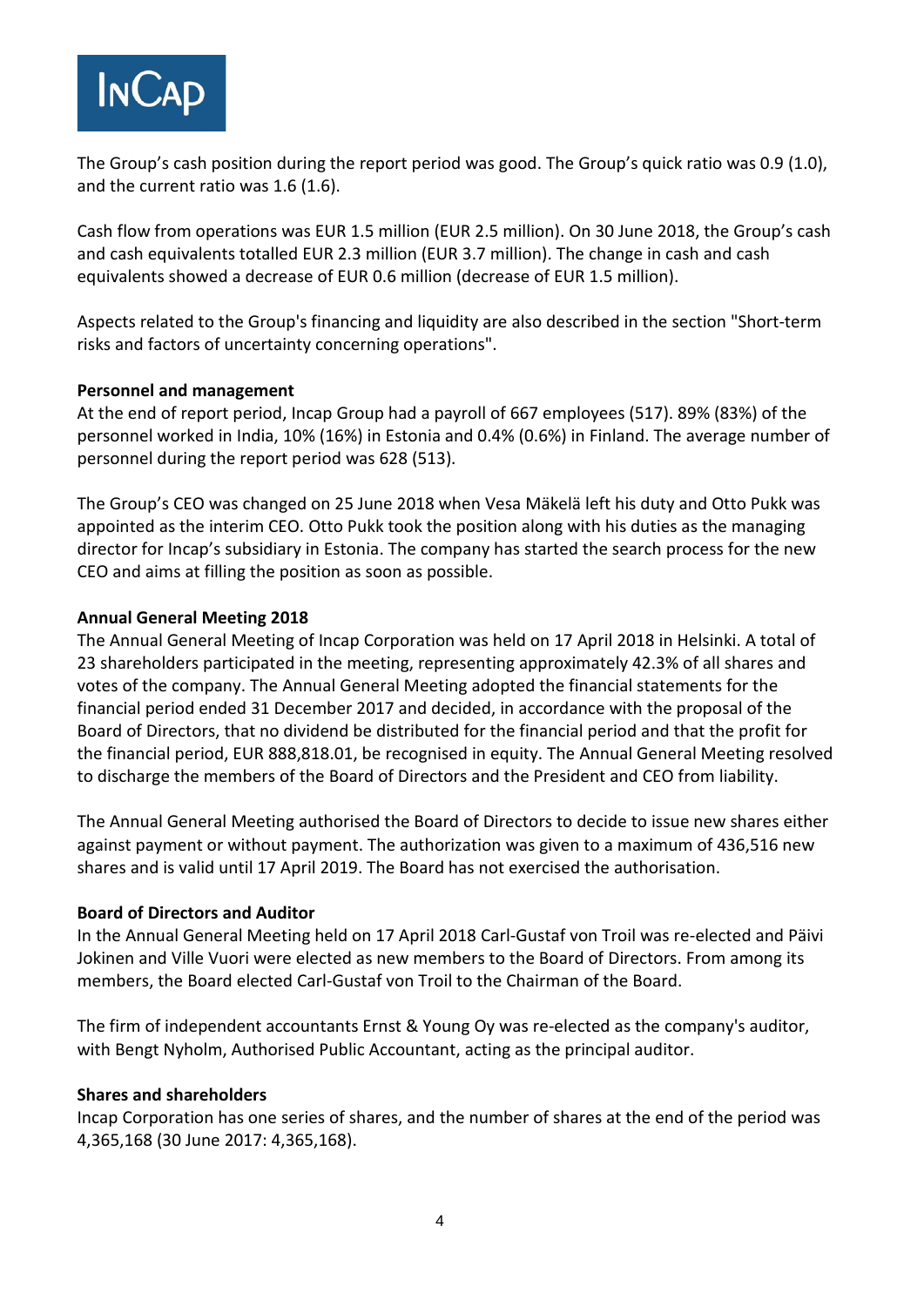The Group’s cash position during the report period was good. The Group’s quick ratio was 0.9 (1.0), and the current ratio was 1.6 (1.6).

Cash flow from operations was EUR 1.5 million (EUR 2.5 million). On 30 June 2018, the Group’s cash and cash equivalents totalled EUR 2.3 million (EUR 3.7 million). The change in cash and cash equivalents showed a decrease of EUR 0.6 million (decrease of EUR 1.5 million).

Aspects related to the Group's financing and liquidity are also described in the section "Short-term risks and factors of uncertainty concerning operations".

**Personnel and management**

At the end of report period, Incap Group had a payroll of 667 employees (517). 89% (83%) of the personnel worked in India, 10% (16%) in Estonia and 0.4% (0.6%) in Finland. The average number of personnel during the report period was 628 (513).

The Group’s CEO was changed on 25 June 2018 when Vesa Mäkelä left his duty and Otto Pukk was appointed as the interim CEO. Otto Pukk took the position along with his duties as the managing director for Incap’s subsidiary in Estonia. The company has started the search process for the new CEO and aims at filling the position as soon as possible.

**Annual General Meeting 2018**

The Annual General Meeting of Incap Corporation was held on 17 April 2018 in Helsinki. A total of 23 shareholders participated in the meeting, representing approximately 42.3% of all shares and votes of the company. The Annual General Meeting adopted the financial statements for the financial period ended 31 December 2017 and decided, in accordance with the proposal of the Board of Directors, that no dividend be distributed for the financial period and that the profit for the financial period, EUR 888,818.01, be recognised in equity. The Annual General Meeting resolved to discharge the members of the Board of Directors and the President and CEO from liability.

The Annual General Meeting authorised the Board of Directors to decide to issue new shares either against payment or without payment. The authorization was given to a maximum of 436,516 new shares and is valid until 17 April 2019. The Board has not exercised the authorisation.

**Board of Directors and Auditor**

In the Annual General Meeting held on 17 April 2018 Carl-Gustaf von Troil was re-elected and Päivi Jokinen and Ville Vuori were elected as new members to the Board of Directors. From among its members, the Board elected Carl-Gustaf von Troil to the Chairman of the Board.

The firm of independent accountants Ernst & Young Oy was re-elected as the company's auditor, with Bengt Nyholm, Authorised Public Accountant, acting as the principal auditor.

**Shares and shareholders**

Incap Corporation has one series of shares, and the number of shares at the end of the period was 4,365,168 (30 June 2017: 4,365,168).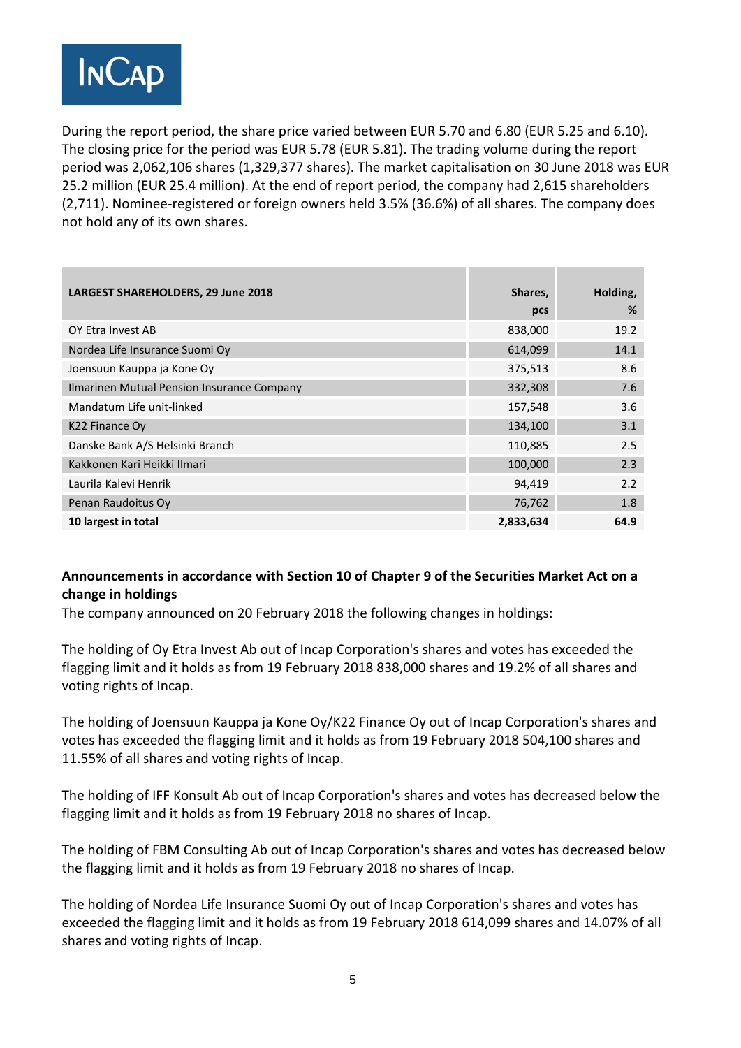During the report period, the share price varied between EUR 5.70 and 6.80 (EUR 5.25 and 6.10). The closing price for the period was EUR 5.78 (EUR 5.81). The trading volume during the report period was 2,062,106 shares (1,329,377 shares). The market capitalisation on 30 June 2018 was EUR 25.2 million (EUR 25.4 million). At the end of report period, the company had 2,615 shareholders (2,711). Nominee-registered or foreign owners held 3.5% (36.6%) of all shares. The company does not hold any of its own shares.

| **LARGEST SHAREHOLDERS, 29 June 2018** | **Shares, pcs** | **Holding, %** |
|---|---|---|
| OY Etra Invest AB | 838,000 | 19.2 |
| Nordea Life Insurance Suomi Oy | 614,099 | 14.1 |
| Joensuun Kauppa ja Kone Oy | 375,513 | 8.6 |
| Ilmarinen Mutual Pension Insurance Company | 332,308 | 7.6 |
| Mandatum Life unit-linked | 157,548 | 3.6 |
| K22 Finance Oy | 134,100 | 3.1 |
| Danske Bank A/S Helsinki Branch | 110,885 | 2.5 |
| Kakkonen Kari Heikki Ilmari | 100,000 | 2.3 |
| Laurila Kalevi Henrik | 94,419 | 2.2 |
| Penan Raudoitus Oy | 76,762 | 1.8 |
| **10 largest in total** | **2,833,634** | **64.9** |

**Announcements in accordance with Section 10 of Chapter 9 of the Securities Market Act on a change in holdings**

The company announced on 20 February 2018 the following changes in holdings:

The holding of Oy Etra Invest Ab out of Incap Corporation's shares and votes has exceeded the flagging limit and it holds as from 19 February 2018 838,000 shares and 19.2% of all shares and voting rights of Incap.

The holding of Joensuun Kauppa ja Kone Oy/K22 Finance Oy out of Incap Corporation's shares and votes has exceeded the flagging limit and it holds as from 19 February 2018 504,100 shares and 11.55% of all shares and voting rights of Incap.

The holding of IFF Konsult Ab out of Incap Corporation's shares and votes has decreased below the flagging limit and it holds as from 19 February 2018 no shares of Incap.

The holding of FBM Consulting Ab out of Incap Corporation's shares and votes has decreased below the flagging limit and it holds as from 19 February 2018 no shares of Incap.

The holding of Nordea Life Insurance Suomi Oy out of Incap Corporation's shares and votes has exceeded the flagging limit and it holds as from 19 February 2018 614,099 shares and 14.07% of all shares and voting rights of Incap.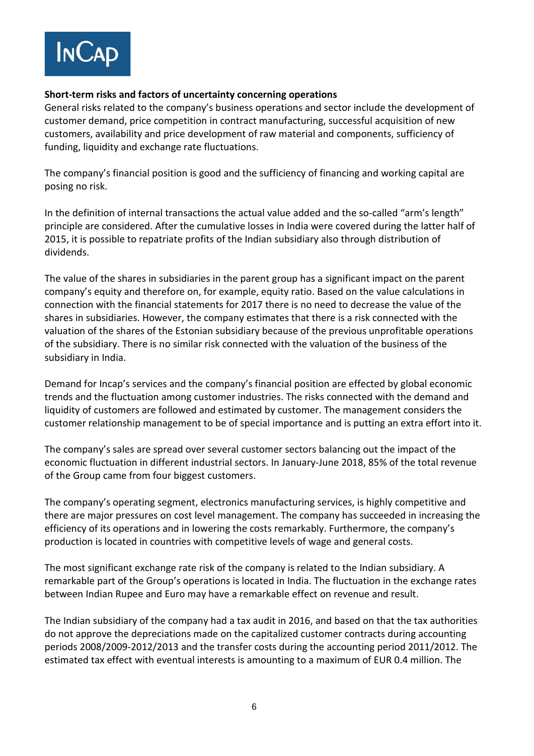**Short-term risks and factors of uncertainty concerning operations**

General risks related to the company's business operations and sector include the development of customer demand, price competition in contract manufacturing, successful acquisition of new customers, availability and price development of raw material and components, sufficiency of funding, liquidity and exchange rate fluctuations.

The company's financial position is good and the sufficiency of financing and working capital are posing no risk.

In the definition of internal transactions the actual value added and the so-called "arm's length" principle are considered. After the cumulative losses in India were covered during the latter half of 2015, it is possible to repatriate profits of the Indian subsidiary also through distribution of dividends.

The value of the shares in subsidiaries in the parent group has a significant impact on the parent company's equity and therefore on, for example, equity ratio. Based on the value calculations in connection with the financial statements for 2017 there is no need to decrease the value of the shares in subsidiaries. However, the company estimates that there is a risk connected with the valuation of the shares of the Estonian subsidiary because of the previous unprofitable operations of the subsidiary. There is no similar risk connected with the valuation of the business of the subsidiary in India.

Demand for Incap's services and the company's financial position are effected by global economic trends and the fluctuation among customer industries. The risks connected with the demand and liquidity of customers are followed and estimated by customer. The management considers the customer relationship management to be of special importance and is putting an extra effort into it.

The company's sales are spread over several customer sectors balancing out the impact of the economic fluctuation in different industrial sectors. In January-June 2018, 85% of the total revenue of the Group came from four biggest customers.

The company's operating segment, electronics manufacturing services, is highly competitive and there are major pressures on cost level management. The company has succeeded in increasing the efficiency of its operations and in lowering the costs remarkably. Furthermore, the company's production is located in countries with competitive levels of wage and general costs.

The most significant exchange rate risk of the company is related to the Indian subsidiary. A remarkable part of the Group's operations is located in India. The fluctuation in the exchange rates between Indian Rupee and Euro may have a remarkable effect on revenue and result.

The Indian subsidiary of the company had a tax audit in 2016, and based on that the tax authorities do not approve the depreciations made on the capitalized customer contracts during accounting periods 2008/2009-2012/2013 and the transfer costs during the accounting period 2011/2012. The estimated tax effect with eventual interests is amounting to a maximum of EUR 0.4 million. The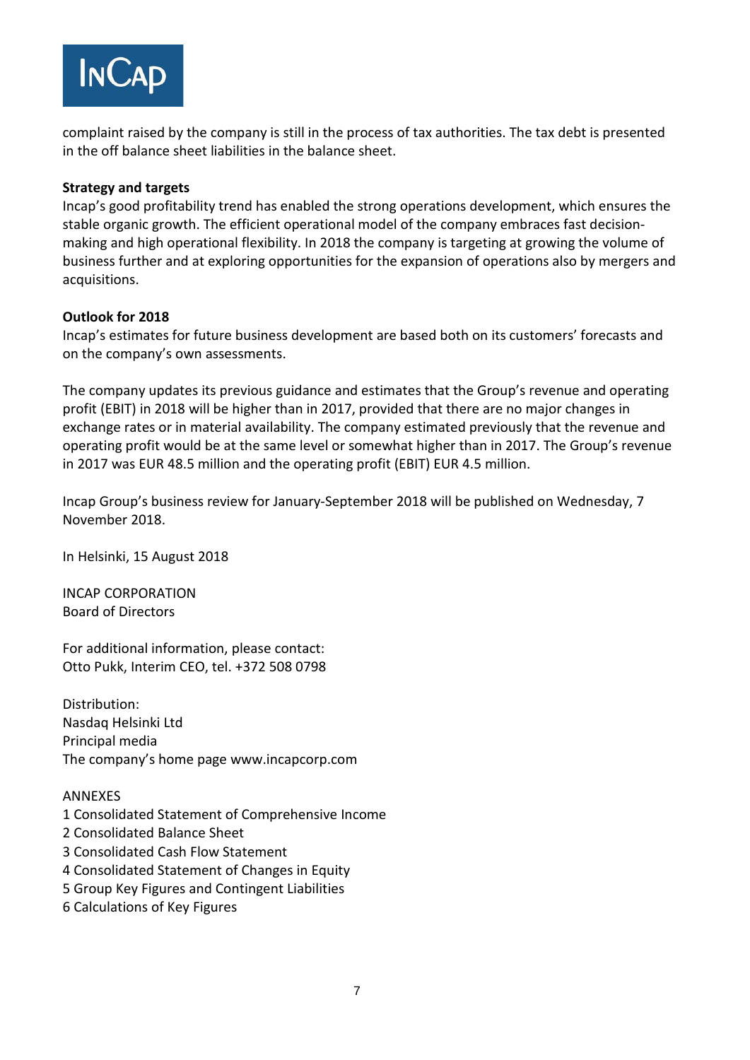complaint raised by the company is still in the process of tax authorities. The tax debt is presented in the off balance sheet liabilities in the balance sheet.

**Strategy and targets**

Incap's good profitability trend has enabled the strong operations development, which ensures the stable organic growth. The efficient operational model of the company embraces fast decision-making and high operational flexibility. In 2018 the company is targeting at growing the volume of business further and at exploring opportunities for the expansion of operations also by mergers and acquisitions.

**Outlook for 2018**

Incap's estimates for future business development are based both on its customers' forecasts and on the company's own assessments.

The company updates its previous guidance and estimates that the Group's revenue and operating profit (EBIT) in 2018 will be higher than in 2017, provided that there are no major changes in exchange rates or in material availability. The company estimated previously that the revenue and operating profit would be at the same level or somewhat higher than in 2017. The Group's revenue in 2017 was EUR 48.5 million and the operating profit (EBIT) EUR 4.5 million.

Incap Group's business review for January-September 2018 will be published on Wednesday, 7 November 2018.

In Helsinki, 15 August 2018

INCAP CORPORATION
Board of Directors

For additional information, please contact:
Otto Pukk, Interim CEO, tel. +372 508 0798

Distribution:
Nasdaq Helsinki Ltd
Principal media
The company's home page www.incapcorp.com

ANNEXES
1 Consolidated Statement of Comprehensive Income
2 Consolidated Balance Sheet
3 Consolidated Cash Flow Statement
4 Consolidated Statement of Changes in Equity
5 Group Key Figures and Contingent Liabilities
6 Calculations of Key Figures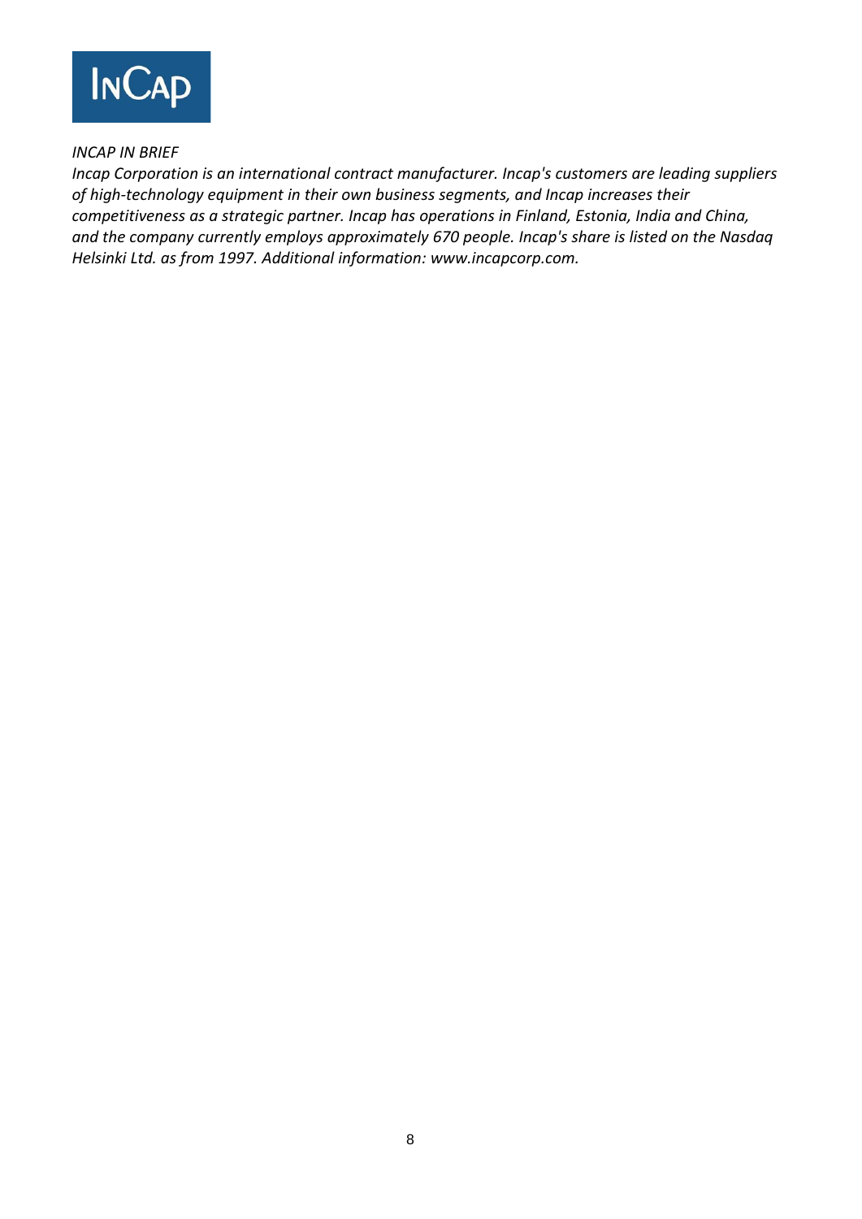*INCAP IN BRIEF*

*Incap Corporation is an international contract manufacturer. Incap's customers are leading suppliers of high-technology equipment in their own business segments, and Incap increases their competitiveness as a strategic partner. Incap has operations in Finland, Estonia, India and China, and the company currently employs approximately 670 people. Incap's share is listed on the Nasdaq Helsinki Ltd. as from 1997. Additional information: www.incapcorp.com.*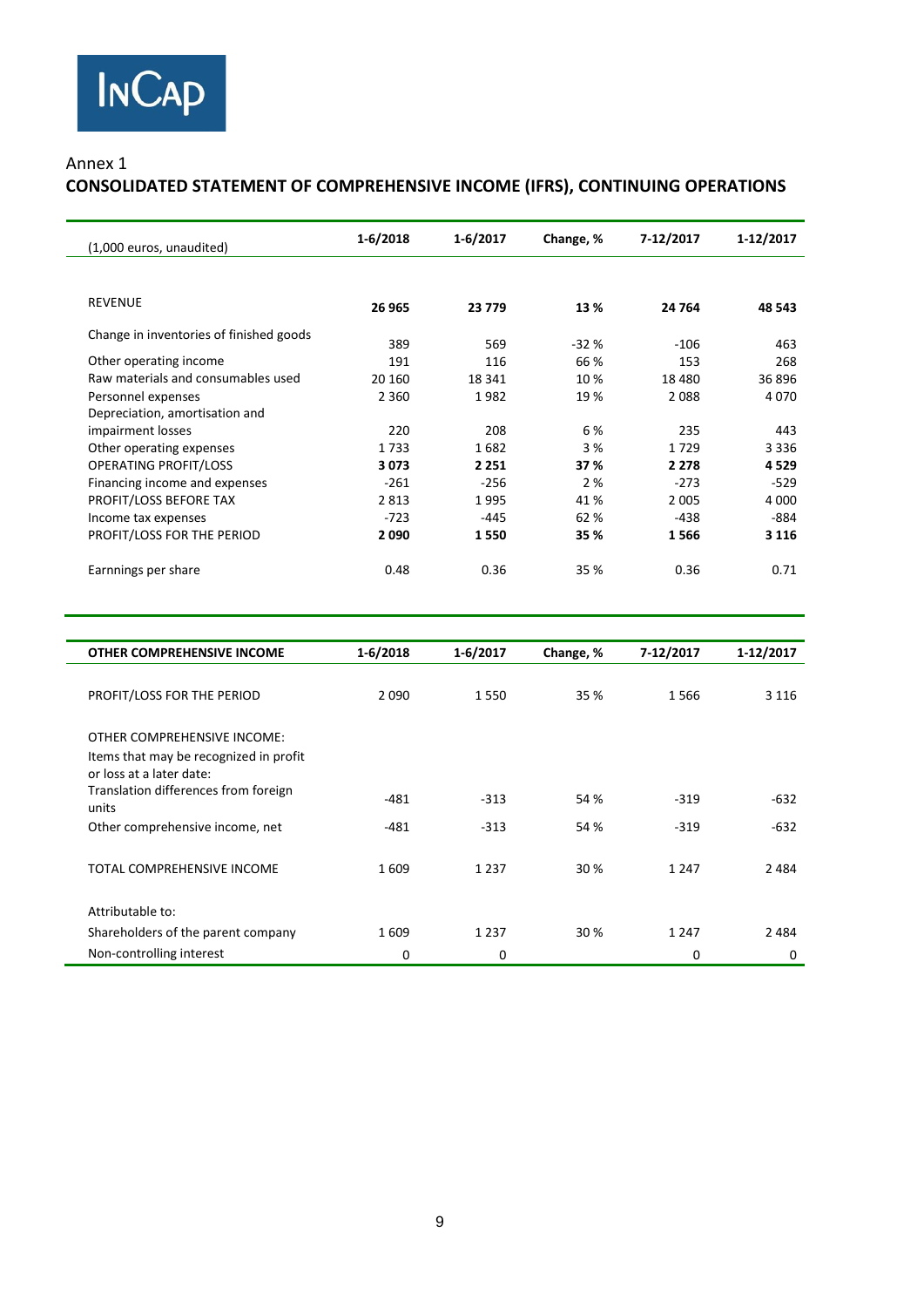Annex 1

## CONSOLIDATED STATEMENT OF COMPREHENSIVE INCOME (IFRS), CONTINUING OPERATIONS

| (1,000 euros, unaudited) | 1-6/2018 | 1-6/2017 | Change, % | 7-12/2017 | 1-12/2017 |
|---|---|---|---|---|---|
| REVENUE | **26 965** | **23 779** | **13 %** | **24 764** | **48 543** |
| Change in inventories of finished goods | 389 | 569 | -32 % | -106 | 463 |
| Other operating income | 191 | 116 | 66 % | 153 | 268 |
| Raw materials and consumables used | 20 160 | 18 341 | 10 % | 18 480 | 36 896 |
| Personnel expenses | 2 360 | 1 982 | 19 % | 2 088 | 4 070 |
| Depreciation, amortisation and impairment losses | 220 | 208 | 6 % | 235 | 443 |
| Other operating expenses | 1 733 | 1 682 | 3 % | 1 729 | 3 336 |
| OPERATING PROFIT/LOSS | **3 073** | **2 251** | **37 %** | **2 278** | **4 529** |
| Financing income and expenses | -261 | -256 | 2 % | -273 | -529 |
| PROFIT/LOSS BEFORE TAX | 2 813 | 1 995 | 41 % | 2 005 | 4 000 |
| Income tax expenses | -723 | -445 | 62 % | -438 | -884 |
| PROFIT/LOSS FOR THE PERIOD | **2 090** | **1 550** | **35 %** | **1 566** | **3 116** |
| Earnnings per share | 0.48 | 0.36 | 35 % | 0.36 | 0.71 |

| **OTHER COMPREHENSIVE INCOME** | 1-6/2018 | 1-6/2017 | Change, % | 7-12/2017 | 1-12/2017 |
|---|---|---|---|---|---|
| PROFIT/LOSS FOR THE PERIOD | 2 090 | 1 550 | 35 % | 1 566 | 3 116 |
| OTHER COMPREHENSIVE INCOME: | | | | | |
| Items that may be recognized in profit or loss at a later date: | | | | | |
| Translation differences from foreign units | -481 | -313 | 54 % | -319 | -632 |
| Other comprehensive income, net | -481 | -313 | 54 % | -319 | -632 |
| TOTAL COMPREHENSIVE INCOME | 1 609 | 1 237 | 30 % | 1 247 | 2 484 |
| Attributable to: | | | | | |
| Shareholders of the parent company | 1 609 | 1 237 | 30 % | 1 247 | 2 484 |
| Non-controlling interest | 0 | 0 | | 0 | 0 |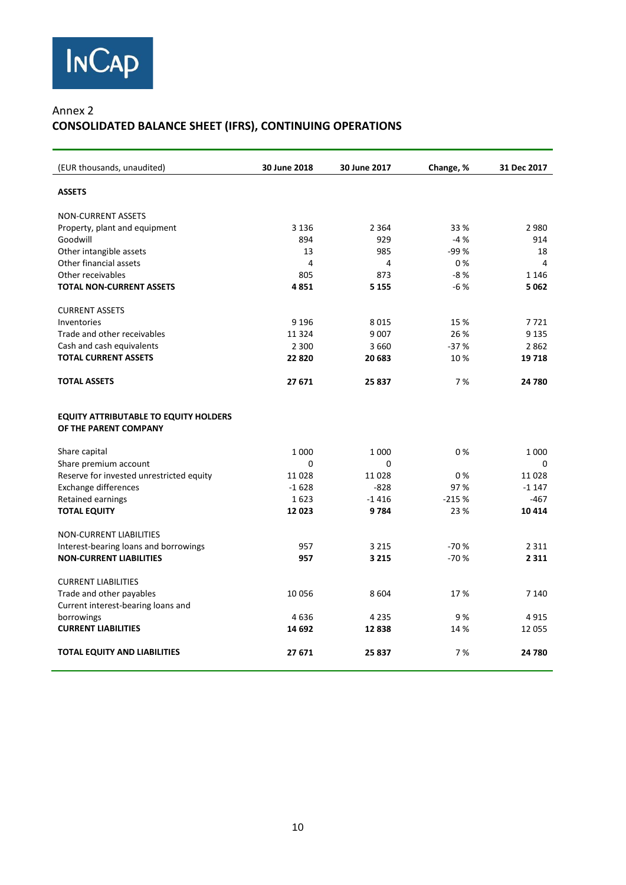InCap

Annex 2

## CONSOLIDATED BALANCE SHEET (IFRS), CONTINUING OPERATIONS

| (EUR thousands, unaudited) | 30 June 2018 | 30 June 2017 | Change, % | 31 Dec 2017 |
|---|---|---|---|---|
| **ASSETS** | | | | |
| NON-CURRENT ASSETS | | | | |
| Property, plant and equipment | 3 136 | 2 364 | 33 % | 2 980 |
| Goodwill | 894 | 929 | -4 % | 914 |
| Other intangible assets | 13 | 985 | -99 % | 18 |
| Other financial assets | 4 | 4 | 0 % | 4 |
| Other receivables | 805 | 873 | -8 % | 1 146 |
| **TOTAL NON-CURRENT ASSETS** | **4 851** | **5 155** | -6 % | **5 062** |
| CURRENT ASSETS | | | | |
| Inventories | 9 196 | 8 015 | 15 % | 7 721 |
| Trade and other receivables | 11 324 | 9 007 | 26 % | 9 135 |
| Cash and cash equivalents | 2 300 | 3 660 | -37 % | 2 862 |
| **TOTAL CURRENT ASSETS** | **22 820** | **20 683** | 10 % | **19 718** |
| **TOTAL ASSETS** | **27 671** | **25 837** | 7 % | **24 780** |
| **EQUITY ATTRIBUTABLE TO EQUITY HOLDERS OF THE PARENT COMPANY** | | | | |
| Share capital | 1 000 | 1 000 | 0 % | 1 000 |
| Share premium account | 0 | 0 | | 0 |
| Reserve for invested unrestricted equity | 11 028 | 11 028 | 0 % | 11 028 |
| Exchange differences | -1 628 | -828 | 97 % | -1 147 |
| Retained earnings | 1 623 | -1 416 | -215 % | -467 |
| **TOTAL EQUITY** | **12 023** | **9 784** | 23 % | **10 414** |
| NON-CURRENT LIABILITIES | | | | |
| Interest-bearing loans and borrowings | 957 | 3 215 | -70 % | 2 311 |
| **NON-CURRENT LIABILITIES** | **957** | **3 215** | -70 % | **2 311** |
| CURRENT LIABILITIES | | | | |
| Trade and other payables | 10 056 | 8 604 | 17 % | 7 140 |
| Current interest-bearing loans and borrowings | 4 636 | 4 235 | 9 % | 4 915 |
| **CURRENT LIABILITIES** | **14 692** | **12 838** | 14 % | 12 055 |
| **TOTAL EQUITY AND LIABILITIES** | **27 671** | **25 837** | 7 % | **24 780** |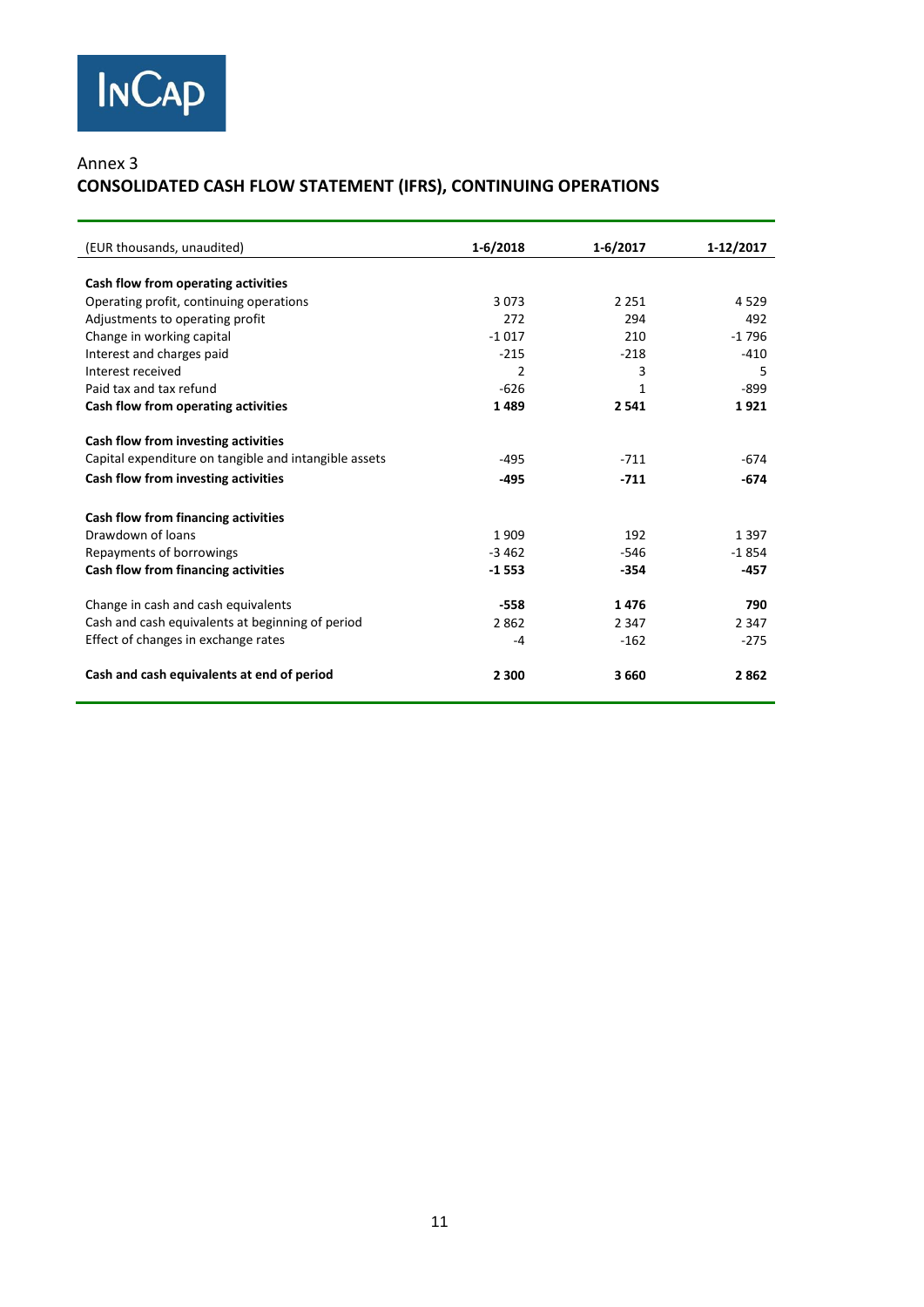Annex 3

## CONSOLIDATED CASH FLOW STATEMENT (IFRS), CONTINUING OPERATIONS

| (EUR thousands, unaudited) | 1-6/2018 | 1-6/2017 | 1-12/2017 |
|---|---|---|---|
| **Cash flow from operating activities** | | | |
| Operating profit, continuing operations | 3 073 | 2 251 | 4 529 |
| Adjustments to operating profit | 272 | 294 | 492 |
| Change in working capital | -1 017 | 210 | -1 796 |
| Interest and charges paid | -215 | -218 | -410 |
| Interest received | 2 | 3 | 5 |
| Paid tax and tax refund | -626 | 1 | -899 |
| **Cash flow from operating activities** | **1 489** | **2 541** | **1 921** |
| **Cash flow from investing activities** | | | |
| Capital expenditure on tangible and intangible assets | -495 | -711 | -674 |
| **Cash flow from investing activities** | **-495** | **-711** | **-674** |
| **Cash flow from financing activities** | | | |
| Drawdown of loans | 1 909 | 192 | 1 397 |
| Repayments of borrowings | -3 462 | -546 | -1 854 |
| **Cash flow from financing activities** | **-1 553** | **-354** | **-457** |
| Change in cash and cash equivalents | **-558** | **1 476** | **790** |
| Cash and cash equivalents at beginning of period | 2 862 | 2 347 | 2 347 |
| Effect of changes in exchange rates | -4 | -162 | -275 |
| **Cash and cash equivalents at end of period** | **2 300** | **3 660** | **2 862** |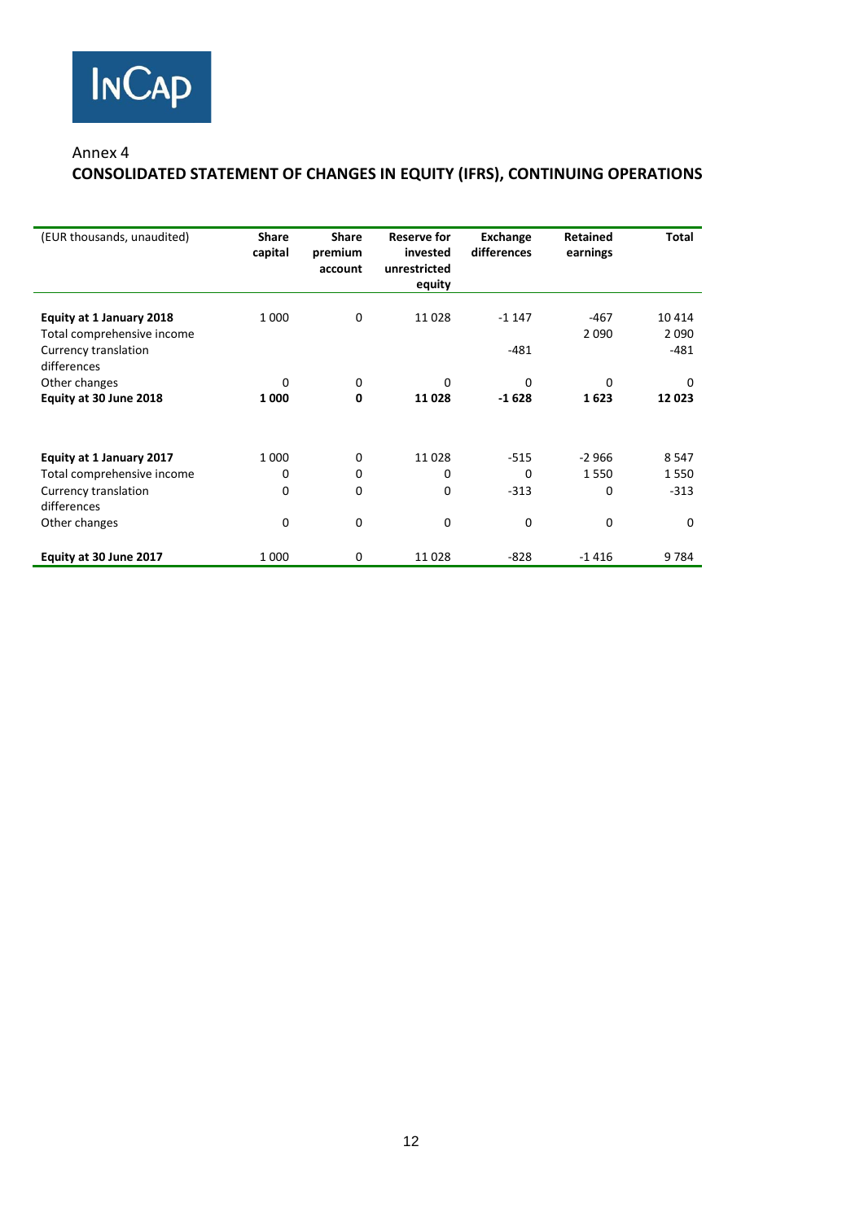Annex 4

## CONSOLIDATED STATEMENT OF CHANGES IN EQUITY (IFRS), CONTINUING OPERATIONS

| (EUR thousands, unaudited) | Share capital | Share premium account | Reserve for invested unrestricted equity | Exchange differences | Retained earnings | Total |
|---|---|---|---|---|---|---|
| **Equity at 1 January 2018** | 1 000 | 0 | 11 028 | -1 147 | -467 | 10 414 |
| Total comprehensive income | | | | | 2 090 | 2 090 |
| Currency translation differences | | | | -481 | | -481 |
| Other changes | 0 | 0 | 0 | 0 | 0 | 0 |
| **Equity at 30 June 2018** | **1 000** | **0** | **11 028** | **-1 628** | **1 623** | **12 023** |
| | | | | | | |
| **Equity at 1 January 2017** | 1 000 | 0 | 11 028 | -515 | -2 966 | 8 547 |
| Total comprehensive income | 0 | 0 | 0 | 0 | 1 550 | 1 550 |
| Currency translation differences | 0 | 0 | 0 | -313 | 0 | -313 |
| Other changes | 0 | 0 | 0 | 0 | 0 | 0 |
| **Equity at 30 June 2017** | 1 000 | 0 | 11 028 | -828 | -1 416 | 9 784 |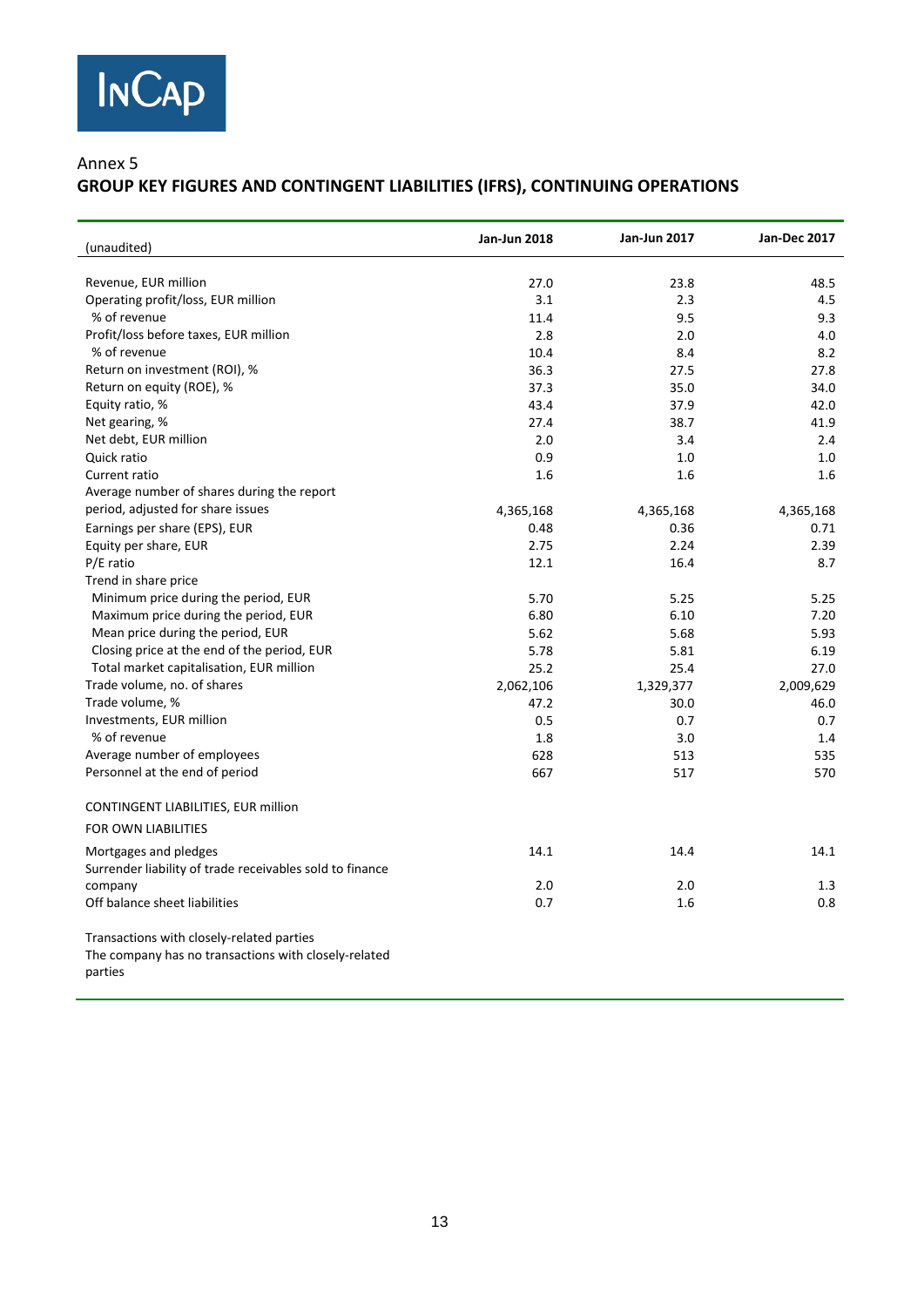InCap

Annex 5

## GROUP KEY FIGURES AND CONTINGENT LIABILITIES (IFRS), CONTINUING OPERATIONS

| (unaudited) | Jan-Jun 2018 | Jan-Jun 2017 | Jan-Dec 2017 |
|---|---|---|---|
| Revenue, EUR million | 27.0 | 23.8 | 48.5 |
| Operating profit/loss, EUR million | 3.1 | 2.3 | 4.5 |
| % of revenue | 11.4 | 9.5 | 9.3 |
| Profit/loss before taxes, EUR million | 2.8 | 2.0 | 4.0 |
| % of revenue | 10.4 | 8.4 | 8.2 |
| Return on investment (ROI), % | 36.3 | 27.5 | 27.8 |
| Return on equity (ROE), % | 37.3 | 35.0 | 34.0 |
| Equity ratio, % | 43.4 | 37.9 | 42.0 |
| Net gearing, % | 27.4 | 38.7 | 41.9 |
| Net debt, EUR million | 2.0 | 3.4 | 2.4 |
| Quick ratio | 0.9 | 1.0 | 1.0 |
| Current ratio | 1.6 | 1.6 | 1.6 |
| Average number of shares during the report period, adjusted for share issues | 4,365,168 | 4,365,168 | 4,365,168 |
| Earnings per share (EPS), EUR | 0.48 | 0.36 | 0.71 |
| Equity per share, EUR | 2.75 | 2.24 | 2.39 |
| P/E ratio | 12.1 | 16.4 | 8.7 |
| Trend in share price | | | |
| Minimum price during the period, EUR | 5.70 | 5.25 | 5.25 |
| Maximum price during the period, EUR | 6.80 | 6.10 | 7.20 |
| Mean price during the period, EUR | 5.62 | 5.68 | 5.93 |
| Closing price at the end of the period, EUR | 5.78 | 5.81 | 6.19 |
| Total market capitalisation, EUR million | 25.2 | 25.4 | 27.0 |
| Trade volume, no. of shares | 2,062,106 | 1,329,377 | 2,009,629 |
| Trade volume, % | 47.2 | 30.0 | 46.0 |
| Investments, EUR million | 0.5 | 0.7 | 0.7 |
| % of revenue | 1.8 | 3.0 | 1.4 |
| Average number of employees | 628 | 513 | 535 |
| Personnel at the end of period | 667 | 517 | 570 |
| | | | |
| CONTINGENT LIABILITIES, EUR million | | | |
| FOR OWN LIABILITIES | | | |
| Mortgages and pledges | 14.1 | 14.4 | 14.1 |
| Surrender liability of trade receivables sold to finance company | 2.0 | 2.0 | 1.3 |
| Off balance sheet liabilities | 0.7 | 1.6 | 0.8 |
| | | | |
| Transactions with closely-related parties | | | |
| The company has no transactions with closely-related parties | | | |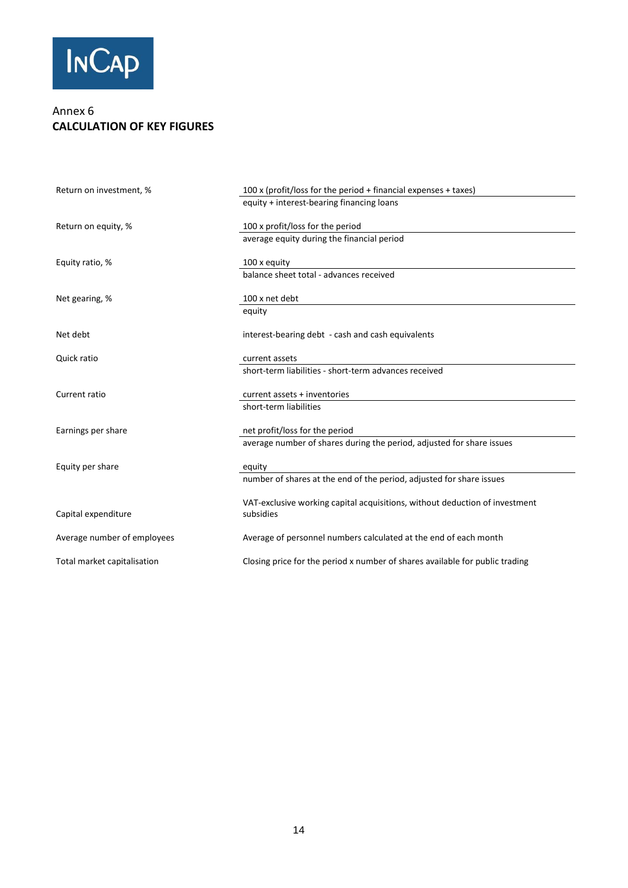Annex 6

## CALCULATION OF KEY FIGURES

| | |
|---|---|
| Return on investment, % | $\frac{\text{100 x (profit/loss for the period + financial expenses + taxes)}}{\text{equity + interest-bearing financing loans}}$ |
| Return on equity, % | $\frac{\text{100 x profit/loss for the period}}{\text{average equity during the financial period}}$ |
| Equity ratio, % | $\frac{\text{100 x equity}}{\text{balance sheet total - advances received}}$ |
| Net gearing, % | $\frac{\text{100 x net debt}}{\text{equity}}$ |
| Net debt | interest-bearing debt - cash and cash equivalents |
| Quick ratio | $\frac{\text{current assets}}{\text{short-term liabilities - short-term advances received}}$ |
| Current ratio | $\frac{\text{current assets + inventories}}{\text{short-term liabilities}}$ |
| Earnings per share | $\frac{\text{net profit/loss for the period}}{\text{average number of shares during the period, adjusted for share issues}}$ |
| Equity per share | $\frac{\text{equity}}{\text{number of shares at the end of the period, adjusted for share issues}}$ |
| Capital expenditure | VAT-exclusive working capital acquisitions, without deduction of investment subsidies |
| Average number of employees | Average of personnel numbers calculated at the end of each month |
| Total market capitalisation | Closing price for the period x number of shares available for public trading |